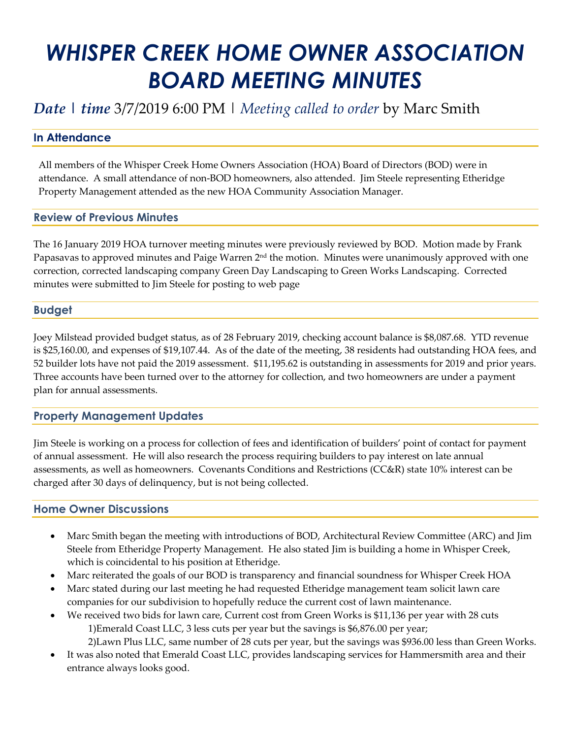# WHISPER CREEK HOME OWNER ASSOCIATION BOARD MEETING MINUTES

## *Date* | *time* 3/7/2019 6:00 PM | *Meeting called to order* by Marc Smith

### In Attendance

All members of the Whisper Creek Home Owners Association (HOA) Board of Directors (BOD) were in attendance. A small attendance of non-BOD homeowners, also attended. Jim Steele representing Etheridge Property Management attended as the new HOA Community Association Manager.

### Review of Previous Minutes

The 16 January 2019 HOA turnover meeting minutes were previously reviewed by BOD. Motion made by Frank Papasavas to approved minutes and Paige Warren 2nd the motion. Minutes were unanimously approved with one correction, corrected landscaping company Green Day Landscaping to Green Works Landscaping. Corrected minutes were submitted to Jim Steele for posting to web page

### Budget

Joey Milstead provided budget status, as of 28 February 2019, checking account balance is $8,087.68. YTD revenue is $25,160.00, and expenses of $19,107.44. As of the date of the meeting, 38 residents had outstanding HOA fees, and 52 builder lots have not paid the 2019 assessment. $11,195.62 is outstanding in assessments for 2019 and prior years. Three accounts have been turned over to the attorney for collection, and two homeowners are under a payment plan for annual assessments.

### Property Management Updates

Jim Steele is working on a process for collection of fees and identification of builders' point of contact for payment of annual assessment. He will also research the process requiring builders to pay interest on late annual assessments, as well as homeowners. Covenants Conditions and Restrictions (CC&R) state 10% interest can be charged after 30 days of delinquency, but is not being collected.

### Home Owner Discussions

- Marc Smith began the meeting with introductions of BOD, Architectural Review Committee (ARC) and Jim Steele from Etheridge Property Management. He also stated Jim is building a home in Whisper Creek, which is coincidental to his position at Etheridge.
- Marc reiterated the goals of our BOD is transparency and financial soundness for Whisper Creek HOA
- Marc stated during our last meeting he had requested Etheridge management team solicit lawn care companies for our subdivision to hopefully reduce the current cost of lawn maintenance.
- We received two bids for lawn care, Current cost from Green Works is $11,136 per year with 28 cuts
  1)Emerald Coast LLC, 3 less cuts per year but the savings is $6,876.00 per year;
  2)Lawn Plus LLC, same number of 28 cuts per year, but the savings was $936.00 less than Green Works.
- It was also noted that Emerald Coast LLC, provides landscaping services for Hammersmith area and their entrance always looks good.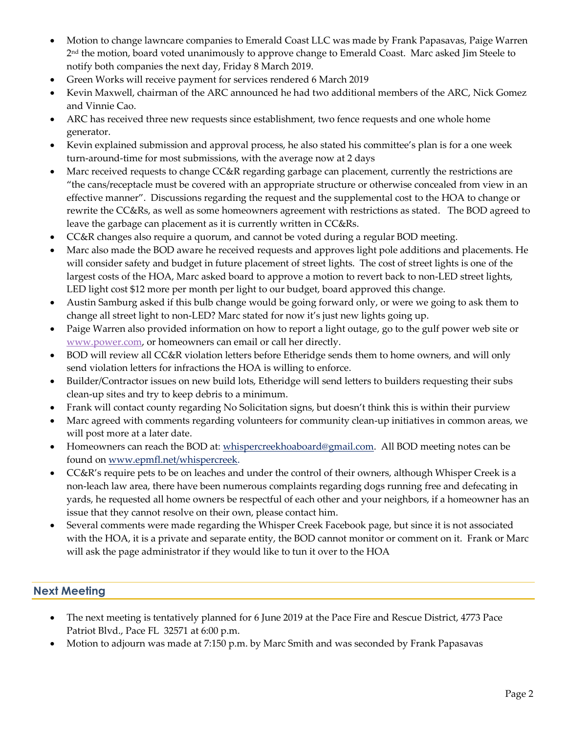- Motion to change lawncare companies to Emerald Coast LLC was made by Frank Papasavas, Paige Warren 2nd the motion, board voted unanimously to approve change to Emerald Coast. Marc asked Jim Steele to notify both companies the next day, Friday 8 March 2019.
- Green Works will receive payment for services rendered 6 March 2019
- Kevin Maxwell, chairman of the ARC announced he had two additional members of the ARC, Nick Gomez and Vinnie Cao.
- ARC has received three new requests since establishment, two fence requests and one whole home generator.
- Kevin explained submission and approval process, he also stated his committee's plan is for a one week turn-around-time for most submissions, with the average now at 2 days
- Marc received requests to change CC&R regarding garbage can placement, currently the restrictions are "the cans/receptacle must be covered with an appropriate structure or otherwise concealed from view in an effective manner". Discussions regarding the request and the supplemental cost to the HOA to change or rewrite the CC&Rs, as well as some homeowners agreement with restrictions as stated. The BOD agreed to leave the garbage can placement as it is currently written in CC&Rs.
- CC&R changes also require a quorum, and cannot be voted during a regular BOD meeting.
- Marc also made the BOD aware he received requests and approves light pole additions and placements. He will consider safety and budget in future placement of street lights. The cost of street lights is one of the largest costs of the HOA, Marc asked board to approve a motion to revert back to non-LED street lights, LED light cost $12 more per month per light to our budget, board approved this change.
- Austin Samburg asked if this bulb change would be going forward only, or were we going to ask them to change all street light to non-LED? Marc stated for now it's just new lights going up.
- Paige Warren also provided information on how to report a light outage, go to the gulf power web site or www.power.com, or homeowners can email or call her directly.
- BOD will review all CC&R violation letters before Etheridge sends them to home owners, and will only send violation letters for infractions the HOA is willing to enforce.
- Builder/Contractor issues on new build lots, Etheridge will send letters to builders requesting their subs clean-up sites and try to keep debris to a minimum.
- Frank will contact county regarding No Solicitation signs, but doesn't think this is within their purview
- Marc agreed with comments regarding volunteers for community clean-up initiatives in common areas, we will post more at a later date.
- Homeowners can reach the BOD at: whispercreekhoaboard@gmail.com. All BOD meeting notes can be found on www.epmfl.net/whispercreek.
- CC&R's require pets to be on leaches and under the control of their owners, although Whisper Creek is a non-leach law area, there have been numerous complaints regarding dogs running free and defecating in yards, he requested all home owners be respectful of each other and your neighbors, if a homeowner has an issue that they cannot resolve on their own, please contact him.
- Several comments were made regarding the Whisper Creek Facebook page, but since it is not associated with the HOA, it is a private and separate entity, the BOD cannot monitor or comment on it. Frank or Marc will ask the page administrator if they would like to tun it over to the HOA

## Next Meeting

- The next meeting is tentatively planned for 6 June 2019 at the Pace Fire and Rescue District, 4773 Pace Patriot Blvd., Pace FL 32571 at 6:00 p.m.
- Motion to adjourn was made at 7:150 p.m. by Marc Smith and was seconded by Frank Papasavas